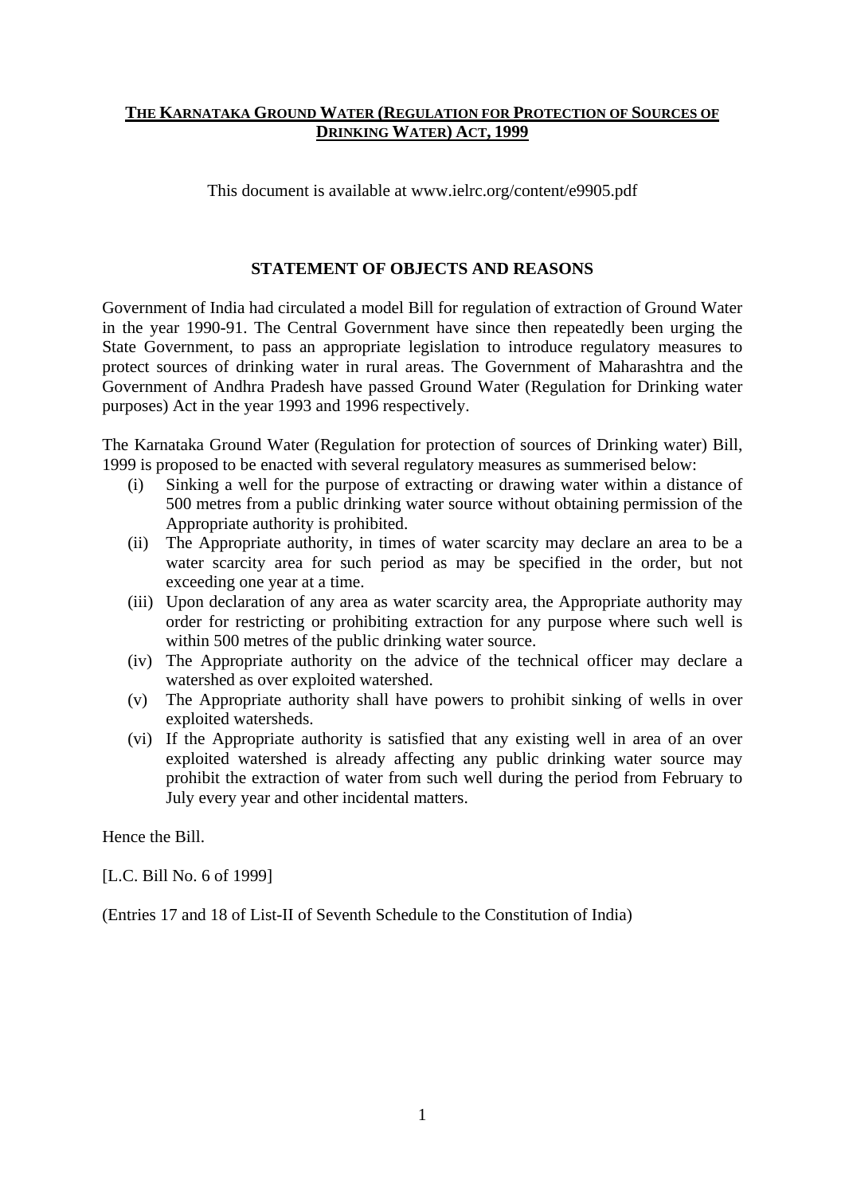# THE KARNATAKA GROUND WATER (REGULATION FOR PROTECTION OF SOURCES OF DRINKING WATER) ACT, 1999

This document is available at www.ielrc.org/content/e9905.pdf

## STATEMENT OF OBJECTS AND REASONS

Government of India had circulated a model Bill for regulation of extraction of Ground Water in the year 1990-91. The Central Government have since then repeatedly been urging the State Government, to pass an appropriate legislation to introduce regulatory measures to protect sources of drinking water in rural areas. The Government of Maharashtra and the Government of Andhra Pradesh have passed Ground Water (Regulation for Drinking water purposes) Act in the year 1993 and 1996 respectively.

The Karnataka Ground Water (Regulation for protection of sources of Drinking water) Bill, 1999 is proposed to be enacted with several regulatory measures as summerised below:

(i) Sinking a well for the purpose of extracting or drawing water within a distance of 500 metres from a public drinking water source without obtaining permission of the Appropriate authority is prohibited.

(ii) The Appropriate authority, in times of water scarcity may declare an area to be a water scarcity area for such period as may be specified in the order, but not exceeding one year at a time.

(iii) Upon declaration of any area as water scarcity area, the Appropriate authority may order for restricting or prohibiting extraction for any purpose where such well is within 500 metres of the public drinking water source.

(iv) The Appropriate authority on the advice of the technical officer may declare a watershed as over exploited watershed.

(v) The Appropriate authority shall have powers to prohibit sinking of wells in over exploited watersheds.

(vi) If the Appropriate authority is satisfied that any existing well in area of an over exploited watershed is already affecting any public drinking water source may prohibit the extraction of water from such well during the period from February to July every year and other incidental matters.

Hence the Bill.

[L.C. Bill No. 6 of 1999]

(Entries 17 and 18 of List-II of Seventh Schedule to the Constitution of India)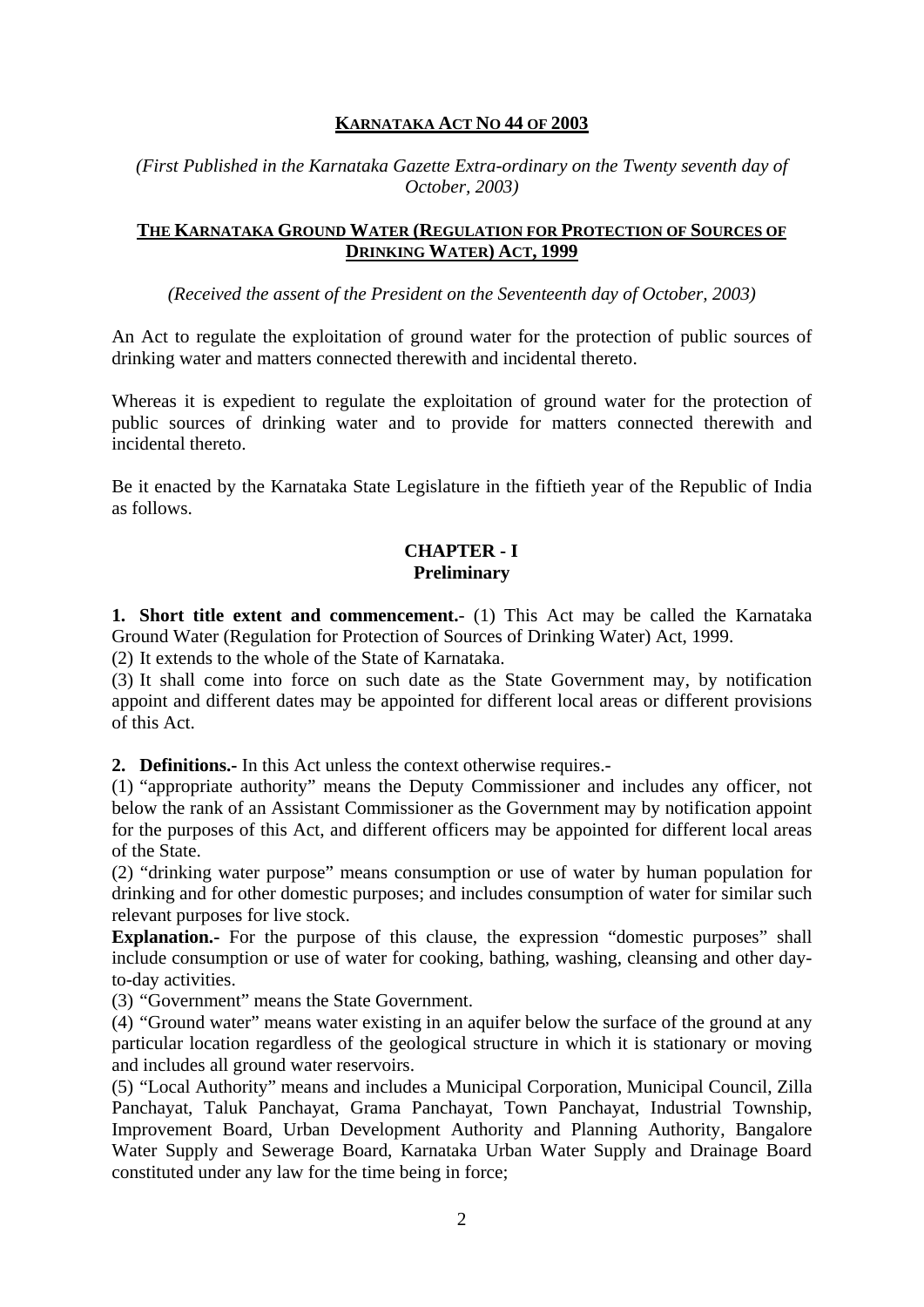**KARNATAKA ACT NO 44 OF 2003**

*(First Published in the Karnataka Gazette Extra-ordinary on the Twenty seventh day of October, 2003)*

**THE KARNATAKA GROUND WATER (REGULATION FOR PROTECTION OF SOURCES OF DRINKING WATER) ACT, 1999**

*(Received the assent of the President on the Seventeenth day of October, 2003)*

An Act to regulate the exploitation of ground water for the protection of public sources of drinking water and matters connected therewith and incidental thereto.

Whereas it is expedient to regulate the exploitation of ground water for the protection of public sources of drinking water and to provide for matters connected therewith and incidental thereto.

Be it enacted by the Karnataka State Legislature in the fiftieth year of the Republic of India as follows.

## CHAPTER - I
## Preliminary

**1. Short title extent and commencement.-** (1) This Act may be called the Karnataka Ground Water (Regulation for Protection of Sources of Drinking Water) Act, 1999.

(2) It extends to the whole of the State of Karnataka.

(3) It shall come into force on such date as the State Government may, by notification appoint and different dates may be appointed for different local areas or different provisions of this Act.

**2. Definitions.-** In this Act unless the context otherwise requires.-

(1) "appropriate authority" means the Deputy Commissioner and includes any officer, not below the rank of an Assistant Commissioner as the Government may by notification appoint for the purposes of this Act, and different officers may be appointed for different local areas of the State.

(2) "drinking water purpose" means consumption or use of water by human population for drinking and for other domestic purposes; and includes consumption of water for similar such relevant purposes for live stock.

**Explanation.-** For the purpose of this clause, the expression "domestic purposes" shall include consumption or use of water for cooking, bathing, washing, cleansing and other day-to-day activities.

(3) "Government" means the State Government.

(4) "Ground water" means water existing in an aquifer below the surface of the ground at any particular location regardless of the geological structure in which it is stationary or moving and includes all ground water reservoirs.

(5) "Local Authority" means and includes a Municipal Corporation, Municipal Council, Zilla Panchayat, Taluk Panchayat, Grama Panchayat, Town Panchayat, Industrial Township, Improvement Board, Urban Development Authority and Planning Authority, Bangalore Water Supply and Sewerage Board, Karnataka Urban Water Supply and Drainage Board constituted under any law for the time being in force;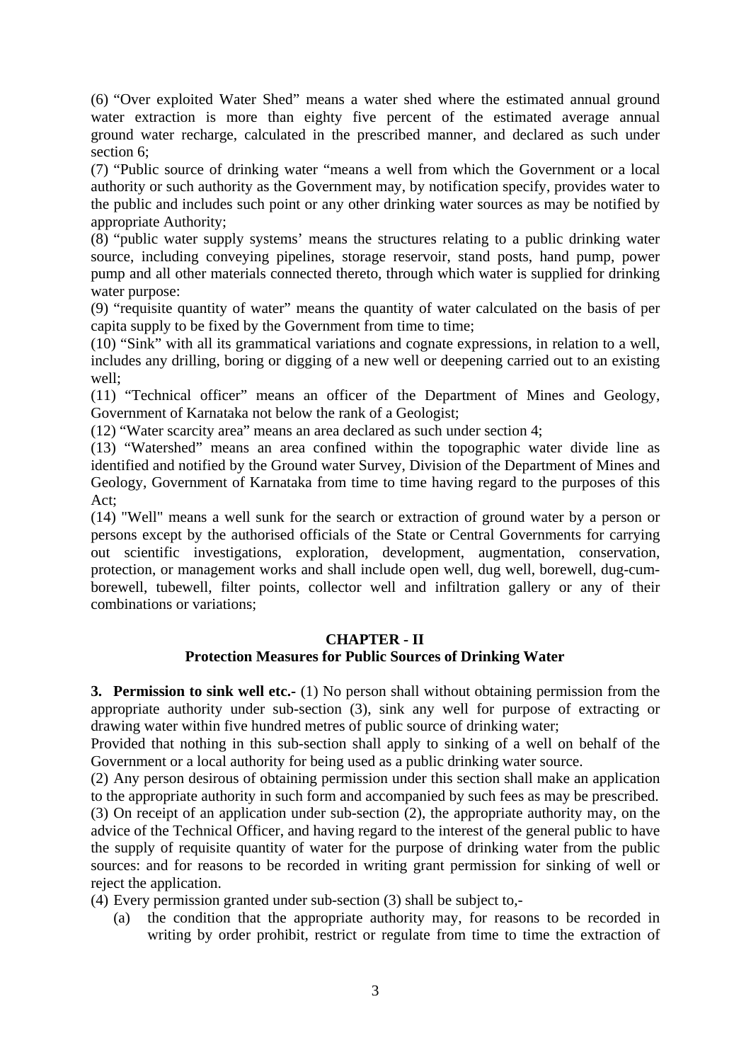(6) “Over exploited Water Shed” means a water shed where the estimated annual ground water extraction is more than eighty five percent of the estimated average annual ground water recharge, calculated in the prescribed manner, and declared as such under section 6;

(7) “Public source of drinking water “means a well from which the Government or a local authority or such authority as the Government may, by notification specify, provides water to the public and includes such point or any other drinking water sources as may be notified by appropriate Authority;

(8) “public water supply systems’ means the structures relating to a public drinking water source, including conveying pipelines, storage reservoir, stand posts, hand pump, power pump and all other materials connected thereto, through which water is supplied for drinking water purpose:

(9) “requisite quantity of water” means the quantity of water calculated on the basis of per capita supply to be fixed by the Government from time to time;

(10) “Sink” with all its grammatical variations and cognate expressions, in relation to a well, includes any drilling, boring or digging of a new well or deepening carried out to an existing well;

(11) “Technical officer” means an officer of the Department of Mines and Geology, Government of Karnataka not below the rank of a Geologist;

(12) “Water scarcity area” means an area declared as such under section 4;

(13) “Watershed” means an area confined within the topographic water divide line as identified and notified by the Ground water Survey, Division of the Department of Mines and Geology, Government of Karnataka from time to time having regard to the purposes of this Act;

(14) "Well" means a well sunk for the search or extraction of ground water by a person or persons except by the authorised officials of the State or Central Governments for carrying out scientific investigations, exploration, development, augmentation, conservation, protection, or management works and shall include open well, dug well, borewell, dug-cum-borewell, tubewell, filter points, collector well and infiltration gallery or any of their combinations or variations;

## CHAPTER - II
## Protection Measures for Public Sources of Drinking Water

**3. Permission to sink well etc.-** (1) No person shall without obtaining permission from the appropriate authority under sub-section (3), sink any well for purpose of extracting or drawing water within five hundred metres of public source of drinking water;

Provided that nothing in this sub-section shall apply to sinking of a well on behalf of the Government or a local authority for being used as a public drinking water source.

(2) Any person desirous of obtaining permission under this section shall make an application to the appropriate authority in such form and accompanied by such fees as may be prescribed.

(3) On receipt of an application under sub-section (2), the appropriate authority may, on the advice of the Technical Officer, and having regard to the interest of the general public to have the supply of requisite quantity of water for the purpose of drinking water from the public sources: and for reasons to be recorded in writing grant permission for sinking of well or reject the application.

(4) Every permission granted under sub-section (3) shall be subject to,-

(a) the condition that the appropriate authority may, for reasons to be recorded in writing by order prohibit, restrict or regulate from time to time the extraction of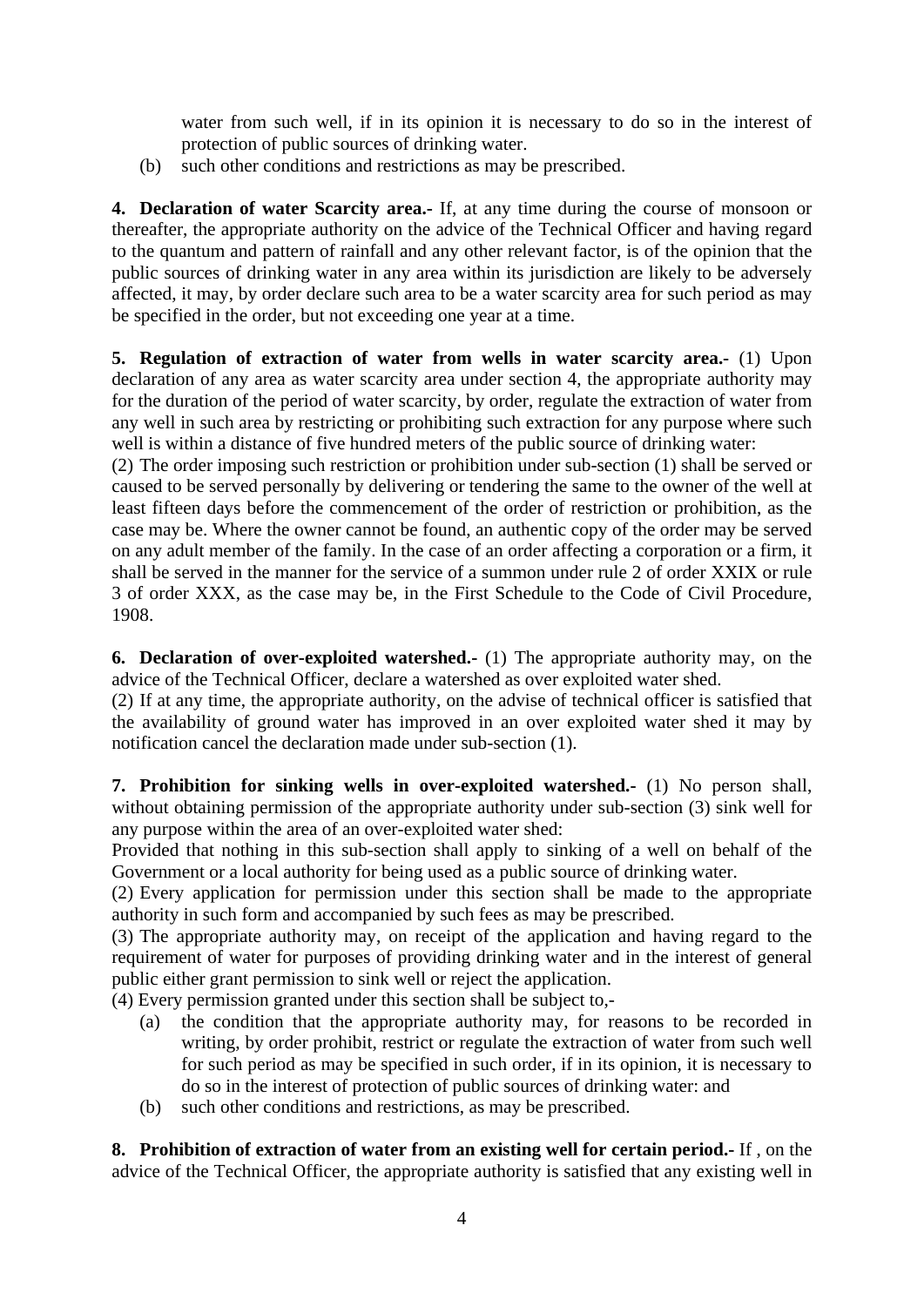water from such well, if in its opinion it is necessary to do so in the interest of protection of public sources of drinking water.

(b) such other conditions and restrictions as may be prescribed.

**4. Declaration of water Scarcity area.-** If, at any time during the course of monsoon or thereafter, the appropriate authority on the advice of the Technical Officer and having regard to the quantum and pattern of rainfall and any other relevant factor, is of the opinion that the public sources of drinking water in any area within its jurisdiction are likely to be adversely affected, it may, by order declare such area to be a water scarcity area for such period as may be specified in the order, but not exceeding one year at a time.

**5. Regulation of extraction of water from wells in water scarcity area.-** (1) Upon declaration of any area as water scarcity area under section 4, the appropriate authority may for the duration of the period of water scarcity, by order, regulate the extraction of water from any well in such area by restricting or prohibiting such extraction for any purpose where such well is within a distance of five hundred meters of the public source of drinking water:

(2) The order imposing such restriction or prohibition under sub-section (1) shall be served or caused to be served personally by delivering or tendering the same to the owner of the well at least fifteen days before the commencement of the order of restriction or prohibition, as the case may be. Where the owner cannot be found, an authentic copy of the order may be served on any adult member of the family. In the case of an order affecting a corporation or a firm, it shall be served in the manner for the service of a summon under rule 2 of order XXIX or rule 3 of order XXX, as the case may be, in the First Schedule to the Code of Civil Procedure, 1908.

**6. Declaration of over-exploited watershed.-** (1) The appropriate authority may, on the advice of the Technical Officer, declare a watershed as over exploited water shed.

(2) If at any time, the appropriate authority, on the advise of technical officer is satisfied that the availability of ground water has improved in an over exploited water shed it may by notification cancel the declaration made under sub-section (1).

**7. Prohibition for sinking wells in over-exploited watershed.-** (1) No person shall, without obtaining permission of the appropriate authority under sub-section (3) sink well for any purpose within the area of an over-exploited water shed:

Provided that nothing in this sub-section shall apply to sinking of a well on behalf of the Government or a local authority for being used as a public source of drinking water.

(2) Every application for permission under this section shall be made to the appropriate authority in such form and accompanied by such fees as may be prescribed.

(3) The appropriate authority may, on receipt of the application and having regard to the requirement of water for purposes of providing drinking water and in the interest of general public either grant permission to sink well or reject the application.

(4) Every permission granted under this section shall be subject to,-

(a) the condition that the appropriate authority may, for reasons to be recorded in writing, by order prohibit, restrict or regulate the extraction of water from such well for such period as may be specified in such order, if in its opinion, it is necessary to do so in the interest of protection of public sources of drinking water: and

(b) such other conditions and restrictions, as may be prescribed.

**8. Prohibition of extraction of water from an existing well for certain period.-** If , on the advice of the Technical Officer, the appropriate authority is satisfied that any existing well in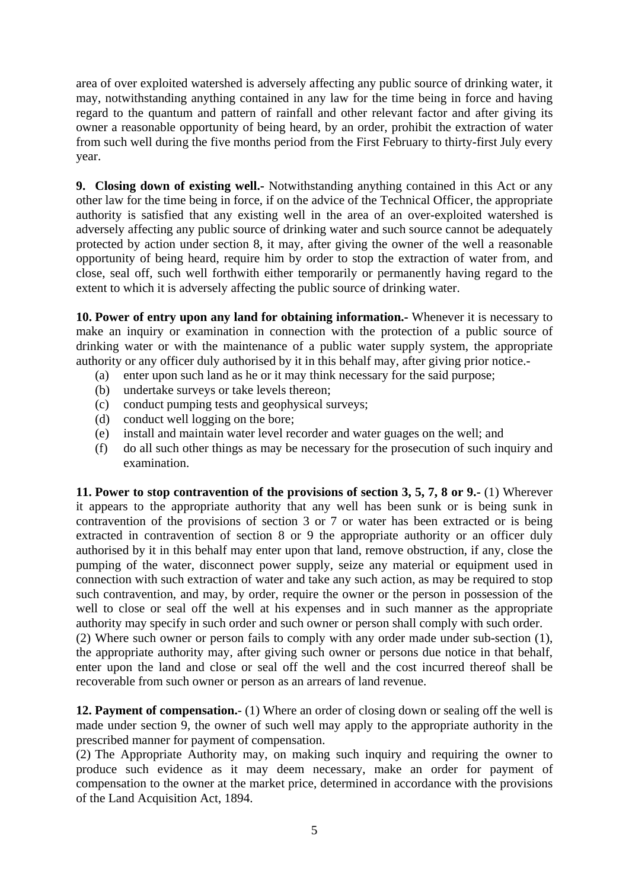area of over exploited watershed is adversely affecting any public source of drinking water, it may, notwithstanding anything contained in any law for the time being in force and having regard to the quantum and pattern of rainfall and other relevant factor and after giving its owner a reasonable opportunity of being heard, by an order, prohibit the extraction of water from such well during the five months period from the First February to thirty-first July every year.

**9. Closing down of existing well.-** Notwithstanding anything contained in this Act or any other law for the time being in force, if on the advice of the Technical Officer, the appropriate authority is satisfied that any existing well in the area of an over-exploited watershed is adversely affecting any public source of drinking water and such source cannot be adequately protected by action under section 8, it may, after giving the owner of the well a reasonable opportunity of being heard, require him by order to stop the extraction of water from, and close, seal off, such well forthwith either temporarily or permanently having regard to the extent to which it is adversely affecting the public source of drinking water.

**10. Power of entry upon any land for obtaining information.-** Whenever it is necessary to make an inquiry or examination in connection with the protection of a public source of drinking water or with the maintenance of a public water supply system, the appropriate authority or any officer duly authorised by it in this behalf may, after giving prior notice.-

(a) enter upon such land as he or it may think necessary for the said purpose;
(b) undertake surveys or take levels thereon;
(c) conduct pumping tests and geophysical surveys;
(d) conduct well logging on the bore;
(e) install and maintain water level recorder and water guages on the well; and
(f) do all such other things as may be necessary for the prosecution of such inquiry and examination.

**11. Power to stop contravention of the provisions of section 3, 5, 7, 8 or 9.-** (1) Wherever it appears to the appropriate authority that any well has been sunk or is being sunk in contravention of the provisions of section 3 or 7 or water has been extracted or is being extracted in contravention of section 8 or 9 the appropriate authority or an officer duly authorised by it in this behalf may enter upon that land, remove obstruction, if any, close the pumping of the water, disconnect power supply, seize any material or equipment used in connection with such extraction of water and take any such action, as may be required to stop such contravention, and may, by order, require the owner or the person in possession of the well to close or seal off the well at his expenses and in such manner as the appropriate authority may specify in such order and such owner or person shall comply with such order.

(2) Where such owner or person fails to comply with any order made under sub-section (1), the appropriate authority may, after giving such owner or persons due notice in that behalf, enter upon the land and close or seal off the well and the cost incurred thereof shall be recoverable from such owner or person as an arrears of land revenue.

**12. Payment of compensation.-** (1) Where an order of closing down or sealing off the well is made under section 9, the owner of such well may apply to the appropriate authority in the prescribed manner for payment of compensation.

(2) The Appropriate Authority may, on making such inquiry and requiring the owner to produce such evidence as it may deem necessary, make an order for payment of compensation to the owner at the market price, determined in accordance with the provisions of the Land Acquisition Act, 1894.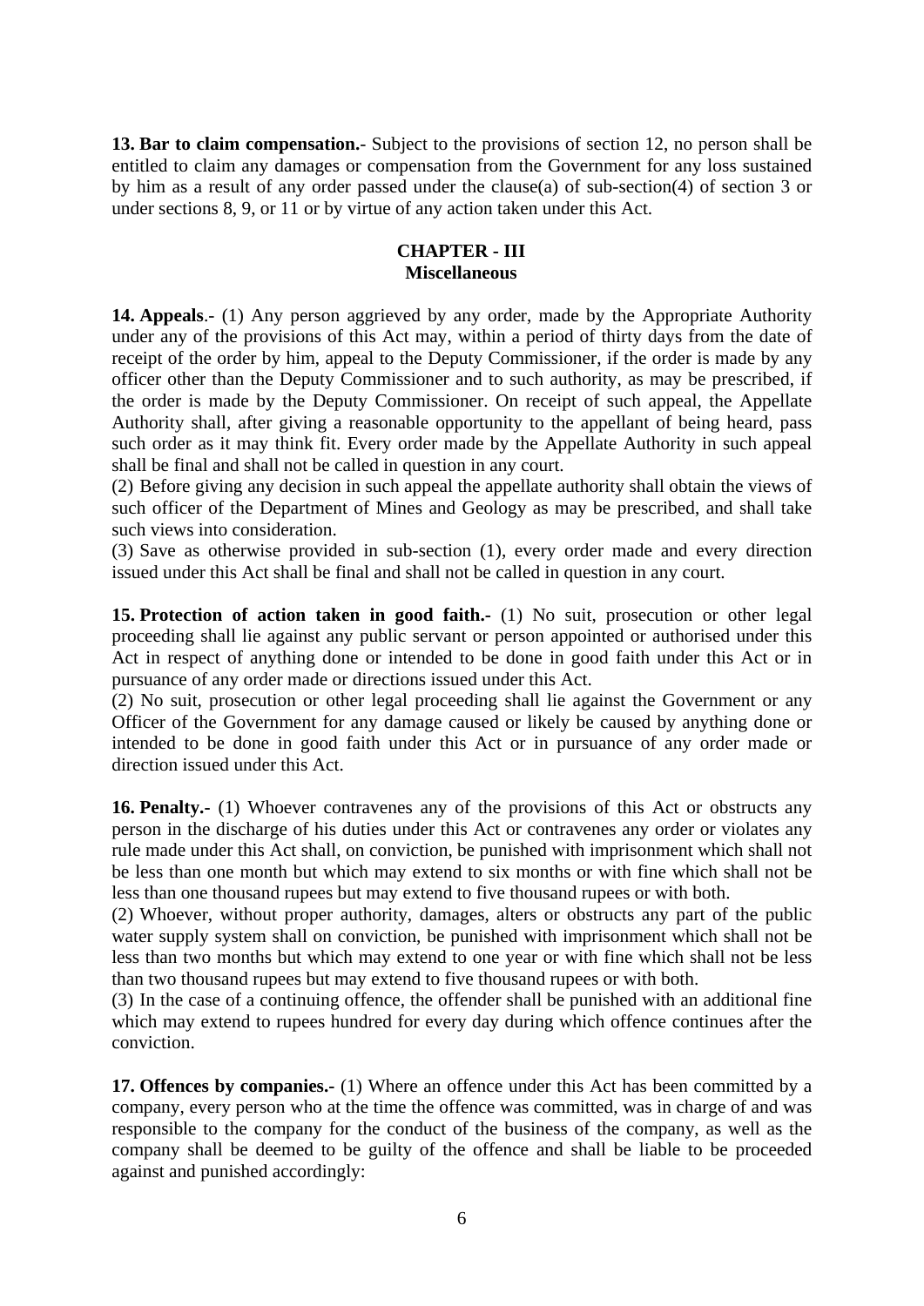**13. Bar to claim compensation.-** Subject to the provisions of section 12, no person shall be entitled to claim any damages or compensation from the Government for any loss sustained by him as a result of any order passed under the clause(a) of sub-section(4) of section 3 or under sections 8, 9, or 11 or by virtue of any action taken under this Act.

## CHAPTER - III
## Miscellaneous

**14. Appeals**.- (1) Any person aggrieved by any order, made by the Appropriate Authority under any of the provisions of this Act may, within a period of thirty days from the date of receipt of the order by him, appeal to the Deputy Commissioner, if the order is made by any officer other than the Deputy Commissioner and to such authority, as may be prescribed, if the order is made by the Deputy Commissioner. On receipt of such appeal, the Appellate Authority shall, after giving a reasonable opportunity to the appellant of being heard, pass such order as it may think fit. Every order made by the Appellate Authority in such appeal shall be final and shall not be called in question in any court.

(2) Before giving any decision in such appeal the appellate authority shall obtain the views of such officer of the Department of Mines and Geology as may be prescribed, and shall take such views into consideration.

(3) Save as otherwise provided in sub-section (1), every order made and every direction issued under this Act shall be final and shall not be called in question in any court.

**15. Protection of action taken in good faith.-** (1) No suit, prosecution or other legal proceeding shall lie against any public servant or person appointed or authorised under this Act in respect of anything done or intended to be done in good faith under this Act or in pursuance of any order made or directions issued under this Act.

(2) No suit, prosecution or other legal proceeding shall lie against the Government or any Officer of the Government for any damage caused or likely be caused by anything done or intended to be done in good faith under this Act or in pursuance of any order made or direction issued under this Act.

**16. Penalty.-** (1) Whoever contravenes any of the provisions of this Act or obstructs any person in the discharge of his duties under this Act or contravenes any order or violates any rule made under this Act shall, on conviction, be punished with imprisonment which shall not be less than one month but which may extend to six months or with fine which shall not be less than one thousand rupees but may extend to five thousand rupees or with both.

(2) Whoever, without proper authority, damages, alters or obstructs any part of the public water supply system shall on conviction, be punished with imprisonment which shall not be less than two months but which may extend to one year or with fine which shall not be less than two thousand rupees but may extend to five thousand rupees or with both.

(3) In the case of a continuing offence, the offender shall be punished with an additional fine which may extend to rupees hundred for every day during which offence continues after the conviction.

**17. Offences by companies.-** (1) Where an offence under this Act has been committed by a company, every person who at the time the offence was committed, was in charge of and was responsible to the company for the conduct of the business of the company, as well as the company shall be deemed to be guilty of the offence and shall be liable to be proceeded against and punished accordingly: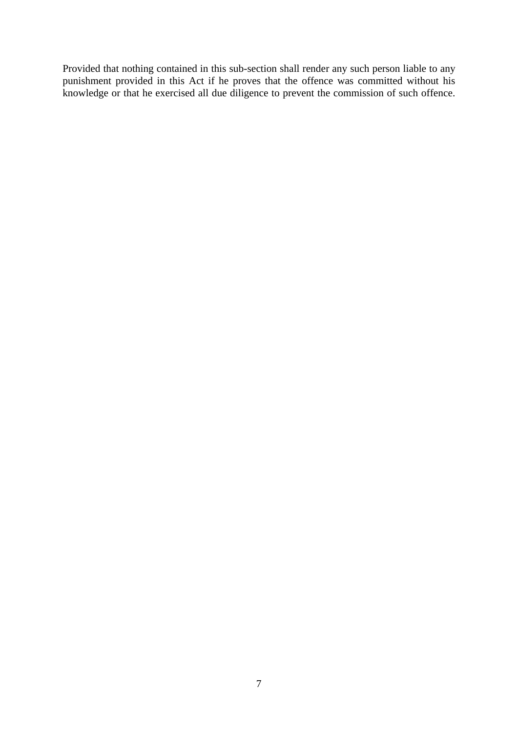Provided that nothing contained in this sub-section shall render any such person liable to any punishment provided in this Act if he proves that the offence was committed without his knowledge or that he exercised all due diligence to prevent the commission of such offence.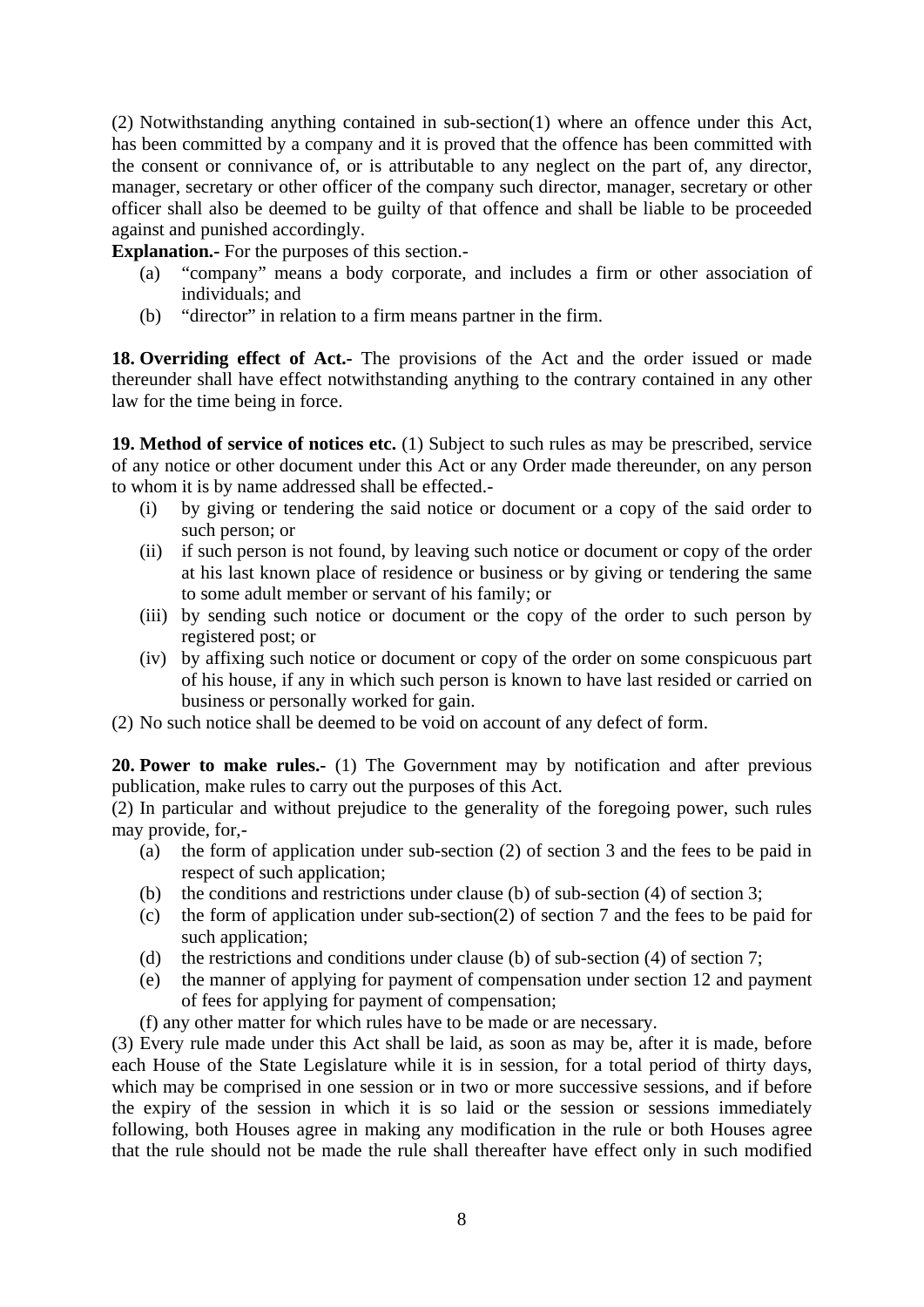(2) Notwithstanding anything contained in sub-section(1) where an offence under this Act, has been committed by a company and it is proved that the offence has been committed with the consent or connivance of, or is attributable to any neglect on the part of, any director, manager, secretary or other officer of the company such director, manager, secretary or other officer shall also be deemed to be guilty of that offence and shall be liable to be proceeded against and punished accordingly.

**Explanation.-** For the purposes of this section.-

- (a) "company" means a body corporate, and includes a firm or other association of individuals; and
- (b) "director" in relation to a firm means partner in the firm.

**18. Overriding effect of Act.-** The provisions of the Act and the order issued or made thereunder shall have effect notwithstanding anything to the contrary contained in any other law for the time being in force.

**19. Method of service of notices etc.** (1) Subject to such rules as may be prescribed, service of any notice or other document under this Act or any Order made thereunder, on any person to whom it is by name addressed shall be effected.-

- (i) by giving or tendering the said notice or document or a copy of the said order to such person; or
- (ii) if such person is not found, by leaving such notice or document or copy of the order at his last known place of residence or business or by giving or tendering the same to some adult member or servant of his family; or
- (iii) by sending such notice or document or the copy of the order to such person by registered post; or
- (iv) by affixing such notice or document or copy of the order on some conspicuous part of his house, if any in which such person is known to have last resided or carried on business or personally worked for gain.

(2) No such notice shall be deemed to be void on account of any defect of form.

**20. Power to make rules.-** (1) The Government may by notification and after previous publication, make rules to carry out the purposes of this Act.

(2) In particular and without prejudice to the generality of the foregoing power, such rules may provide, for,-

- (a) the form of application under sub-section (2) of section 3 and the fees to be paid in respect of such application;
- (b) the conditions and restrictions under clause (b) of sub-section (4) of section 3;
- (c) the form of application under sub-section(2) of section 7 and the fees to be paid for such application;
- (d) the restrictions and conditions under clause (b) of sub-section (4) of section 7;
- (e) the manner of applying for payment of compensation under section 12 and payment of fees for applying for payment of compensation;
- (f) any other matter for which rules have to be made or are necessary.

(3) Every rule made under this Act shall be laid, as soon as may be, after it is made, before each House of the State Legislature while it is in session, for a total period of thirty days, which may be comprised in one session or in two or more successive sessions, and if before the expiry of the session in which it is so laid or the session or sessions immediately following, both Houses agree in making any modification in the rule or both Houses agree that the rule should not be made the rule shall thereafter have effect only in such modified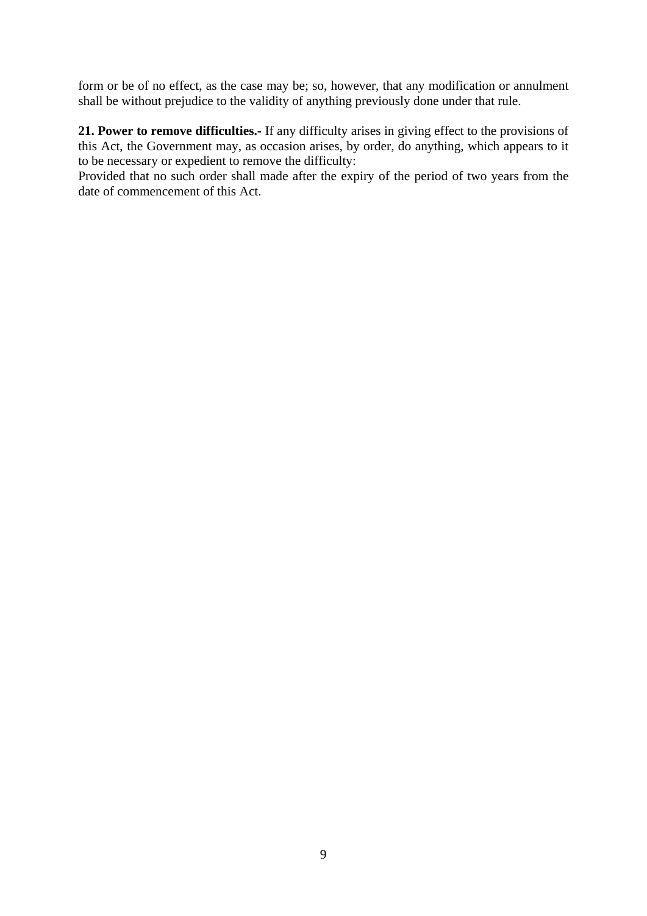form or be of no effect, as the case may be; so, however, that any modification or annulment shall be without prejudice to the validity of anything previously done under that rule.

**21. Power to remove difficulties.-** If any difficulty arises in giving effect to the provisions of this Act, the Government may, as occasion arises, by order, do anything, which appears to it to be necessary or expedient to remove the difficulty:

Provided that no such order shall made after the expiry of the period of two years from the date of commencement of this Act.